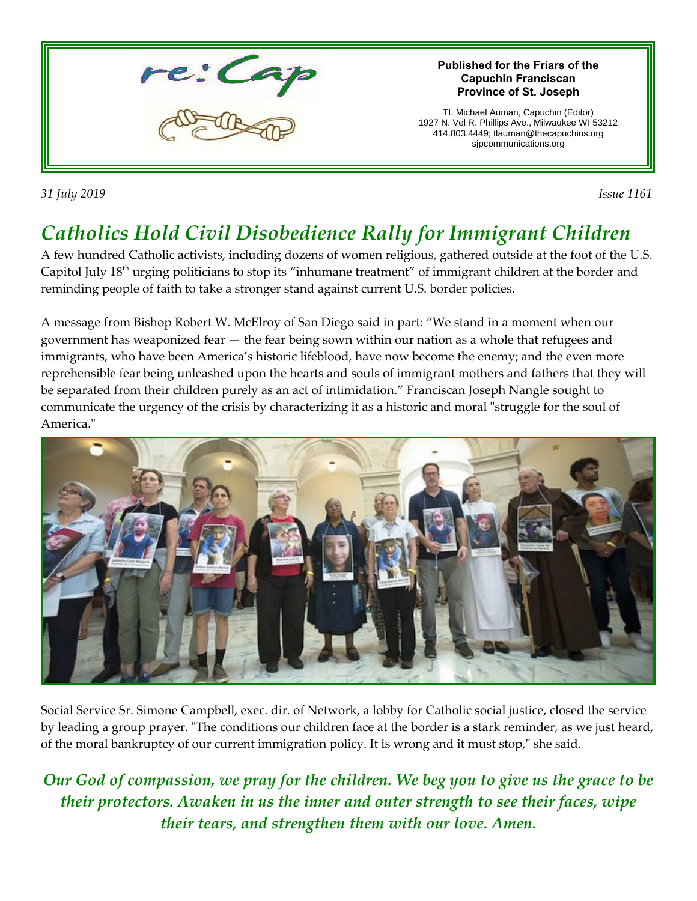re:Cap

**Published for the Friars of the Capuchin Franciscan Province of St. Joseph**

TL Michael Auman, Capuchin (Editor)
1927 N. Vel R. Phillips Ave., Milwaukee WI 53212
414.803.4449; tlauman@thecapuchins.org
sjpcommunications.org

*31 July 2019* *Issue 1161*

# *Catholics Hold Civil Disobedience Rally for Immigrant Children*

A few hundred Catholic activists, including dozens of women religious, gathered outside at the foot of the U.S. Capitol July 18th urging politicians to stop its "inhumane treatment" of immigrant children at the border and reminding people of faith to take a stronger stand against current U.S. border policies.

A message from Bishop Robert W. McElroy of San Diego said in part: "We stand in a moment when our government has weaponized fear — the fear being sown within our nation as a whole that refugees and immigrants, who have been America's historic lifeblood, have now become the enemy; and the even more reprehensible fear being unleashed upon the hearts and souls of immigrant mothers and fathers that they will be separated from their children purely as an act of intimidation." Franciscan Joseph Nangle sought to communicate the urgency of the crisis by characterizing it as a historic and moral "struggle for the soul of America."

Social Service Sr. Simone Campbell, exec. dir. of Network, a lobby for Catholic social justice, closed the service by leading a group prayer. "The conditions our children face at the border is a stark reminder, as we just heard, of the moral bankruptcy of our current immigration policy. It is wrong and it must stop," she said.

***Our God of compassion, we pray for the children. We beg you to give us the grace to be their protectors. Awaken in us the inner and outer strength to see their faces, wipe their tears, and strengthen them with our love. Amen.***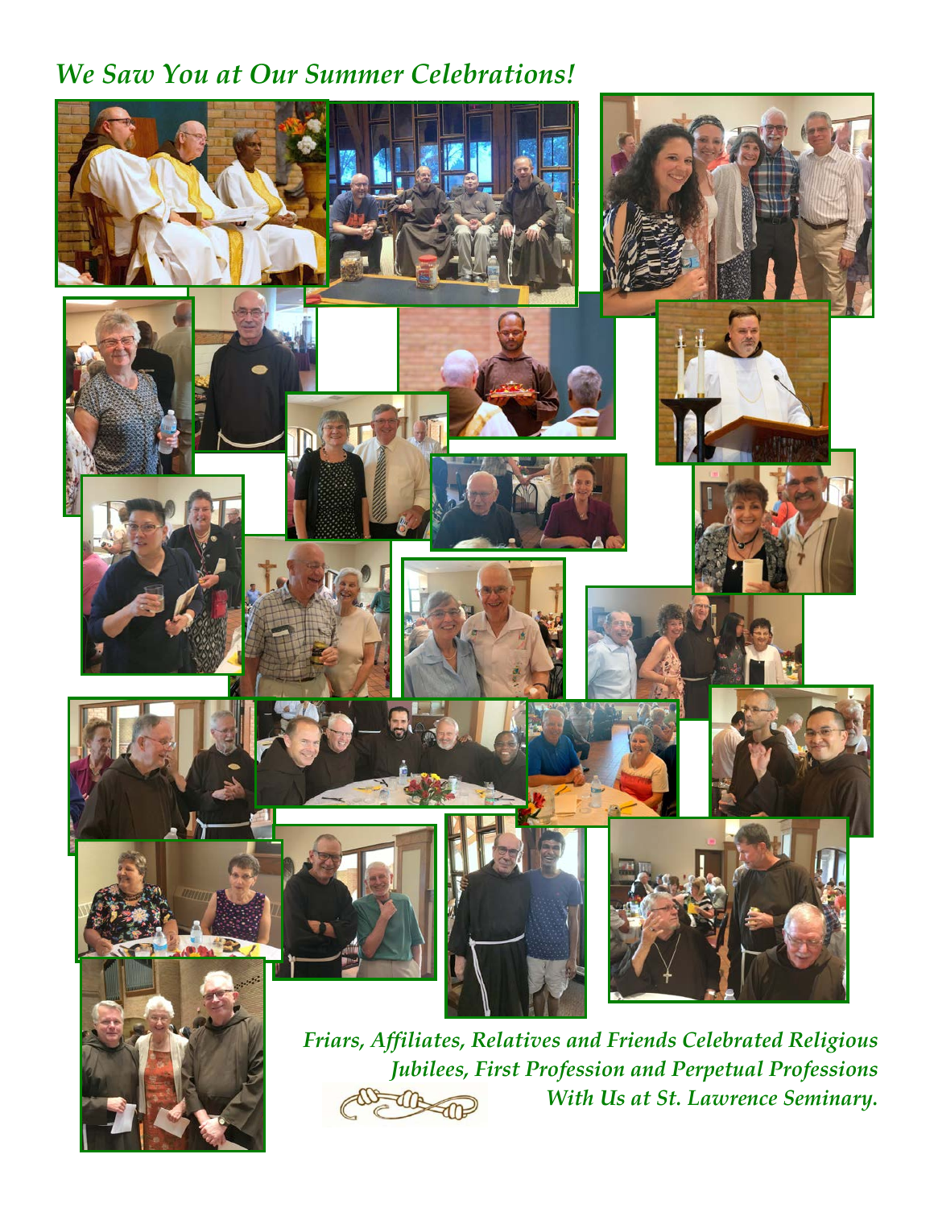## *We Saw You at Our Summer Celebrations!*

*Friars, Affiliates, Relatives and Friends Celebrated Religious Jubilees, First Profession and Perpetual Professions With Us at St. Lawrence Seminary.*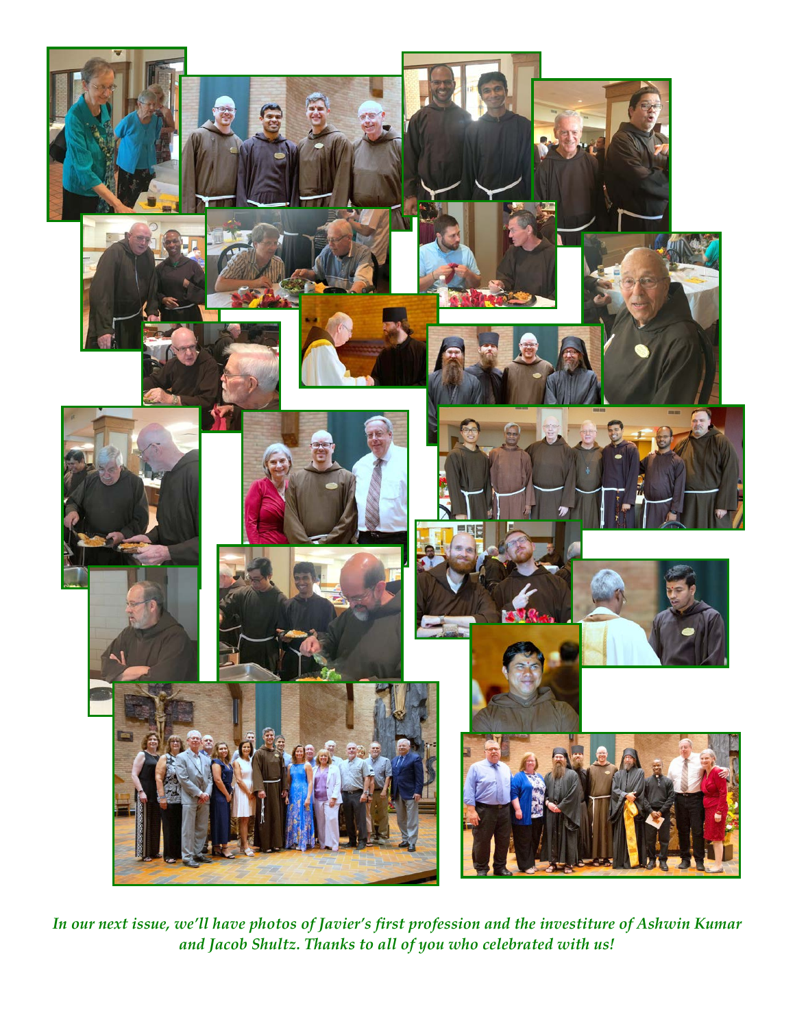*In our next issue, we'll have photos of Javier's first profession and the investiture of Ashwin Kumar and Jacob Shultz. Thanks to all of you who celebrated with us!*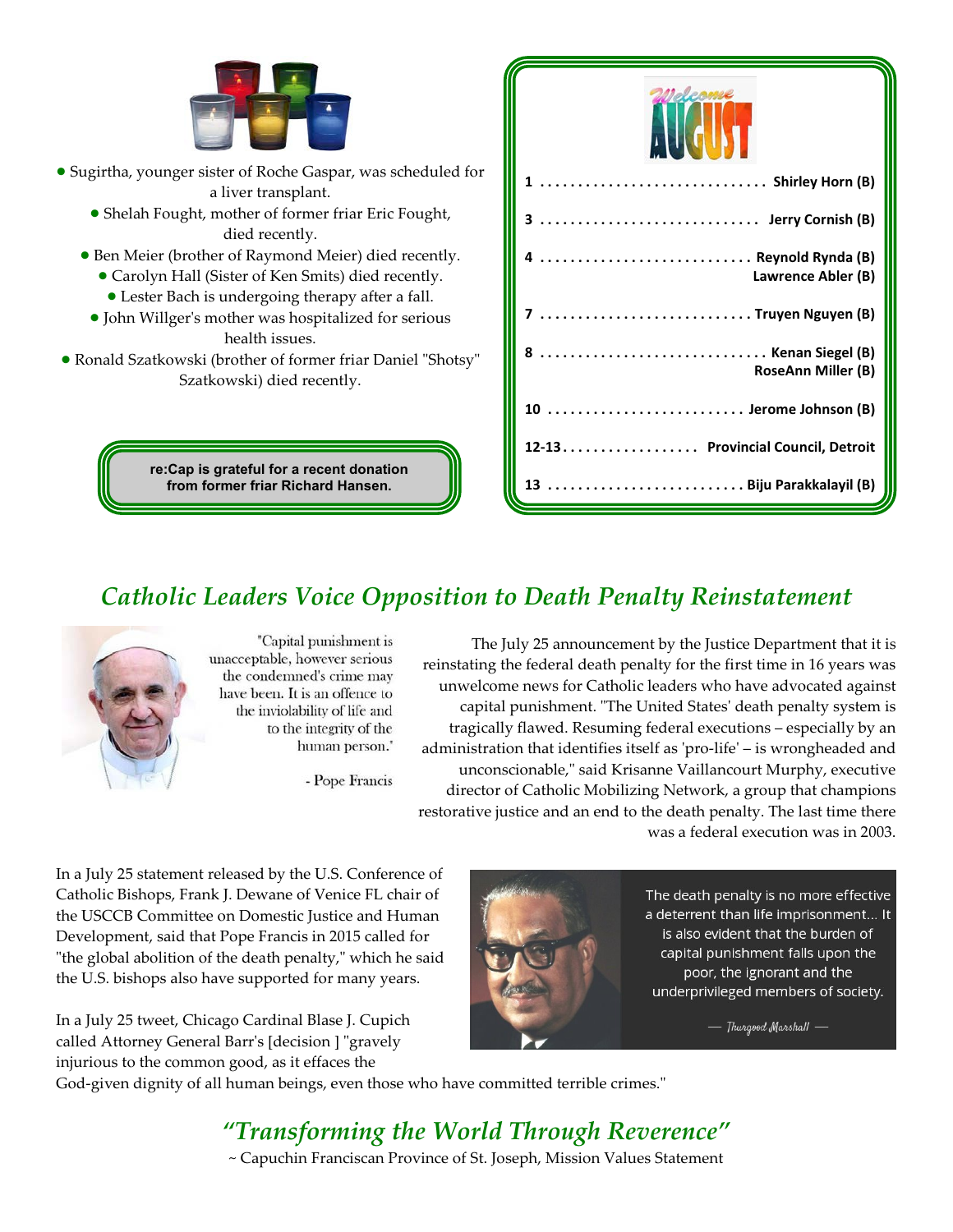- Sugirtha, younger sister of Roche Gaspar, was scheduled for a liver transplant.
- Shelah Fought, mother of former friar Eric Fought, died recently.
- Ben Meier (brother of Raymond Meier) died recently.
- Carolyn Hall (Sister of Ken Smits) died recently.
- Lester Bach is undergoing therapy after a fall.
- John Willger's mother was hospitalized for serious health issues.
- Ronald Szatkowski (brother of former friar Daniel "Shotsy" Szatkowski) died recently.

**re:Cap is grateful for a recent donation from former friar Richard Hansen.**

**Welcome AUGUST**

| | |
|---|---|
| **1** | **Shirley Horn (B)** |
| **3** | **Jerry Cornish (B)** |
| **4** | **Reynold Rynda (B)**<br>**Lawrence Abler (B)** |
| **7** | **Truyen Nguyen (B)** |
| **8** | **Kenan Siegel (B)**<br>**RoseAnn Miller (B)** |
| **10** | **Jerome Johnson (B)** |
| **12-13** | **Provincial Council, Detroit** |
| **13** | **Biju Parakkalayil (B)** |

## *Catholic Leaders Voice Opposition to Death Penalty Reinstatement*

"Capital punishment is unacceptable, however serious the condemned's crime may have been. It is an offence to the inviolability of life and to the integrity of the human person."

- Pope Francis

The July 25 announcement by the Justice Department that it is reinstating the federal death penalty for the first time in 16 years was unwelcome news for Catholic leaders who have advocated against capital punishment. "The United States' death penalty system is tragically flawed. Resuming federal executions – especially by an administration that identifies itself as 'pro-life' – is wrongheaded and unconscionable," said Krisanne Vaillancourt Murphy, executive director of Catholic Mobilizing Network, a group that champions restorative justice and an end to the death penalty. The last time there was a federal execution was in 2003.

In a July 25 statement released by the U.S. Conference of Catholic Bishops, Frank J. Dewane of Venice FL chair of the USCCB Committee on Domestic Justice and Human Development, said that Pope Francis in 2015 called for "the global abolition of the death penalty," which he said the U.S. bishops also have supported for many years.

In a July 25 tweet, Chicago Cardinal Blase J. Cupich called Attorney General Barr's [decision ] "gravely injurious to the common good, as it effaces the God-given dignity of all human beings, even those who have committed terrible crimes."

The death penalty is no more effective a deterrent than life imprisonment... It is also evident that the burden of capital punishment falls upon the poor, the ignorant and the underprivileged members of society.

— Thurgood Marshall —

## *"Transforming the World Through Reverence"*

~ Capuchin Franciscan Province of St. Joseph, Mission Values Statement